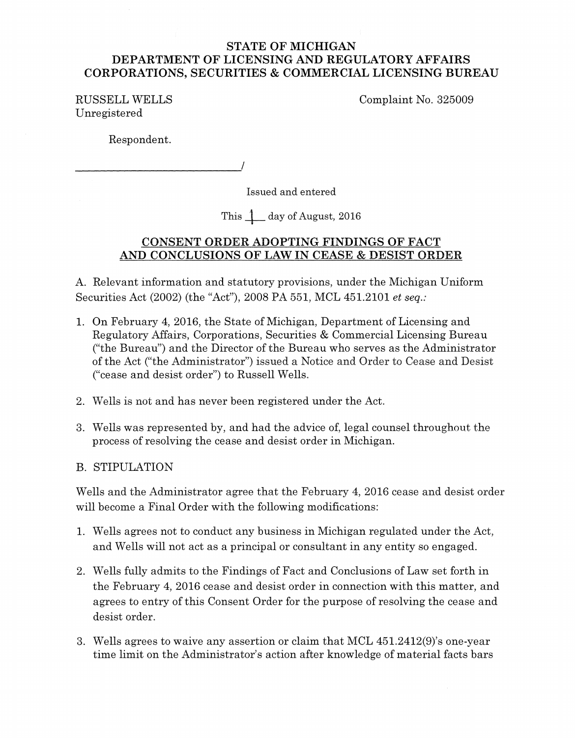# STATE OF MICHIGAN
# DEPARTMENT OF LICENSING AND REGULATORY AFFAIRS
# CORPORATIONS, SECURITIES & COMMERCIAL LICENSING BUREAU

RUSSELL WELLS
Unregistered

Complaint No. 325009

Respondent.

_______________________________/

Issued and entered

This 1 day of August, 2016

## CONSENT ORDER ADOPTING FINDINGS OF FACT AND CONCLUSIONS OF LAW IN CEASE & DESIST ORDER

A. Relevant information and statutory provisions, under the Michigan Uniform Securities Act (2002) (the "Act"), 2008 PA 551, MCL 451.2101 *et seq.:*

1. On February 4, 2016, the State of Michigan, Department of Licensing and Regulatory Affairs, Corporations, Securities & Commercial Licensing Bureau ("the Bureau") and the Director of the Bureau who serves as the Administrator of the Act ("the Administrator") issued a Notice and Order to Cease and Desist ("cease and desist order") to Russell Wells.

2. Wells is not and has never been registered under the Act.

3. Wells was represented by, and had the advice of, legal counsel throughout the process of resolving the cease and desist order in Michigan.

B. STIPULATION

Wells and the Administrator agree that the February 4, 2016 cease and desist order will become a Final Order with the following modifications:

1. Wells agrees not to conduct any business in Michigan regulated under the Act, and Wells will not act as a principal or consultant in any entity so engaged.

2. Wells fully admits to the Findings of Fact and Conclusions of Law set forth in the February 4, 2016 cease and desist order in connection with this matter, and agrees to entry of this Consent Order for the purpose of resolving the cease and desist order.

3. Wells agrees to waive any assertion or claim that MCL 451.2412(9)'s one-year time limit on the Administrator's action after knowledge of material facts bars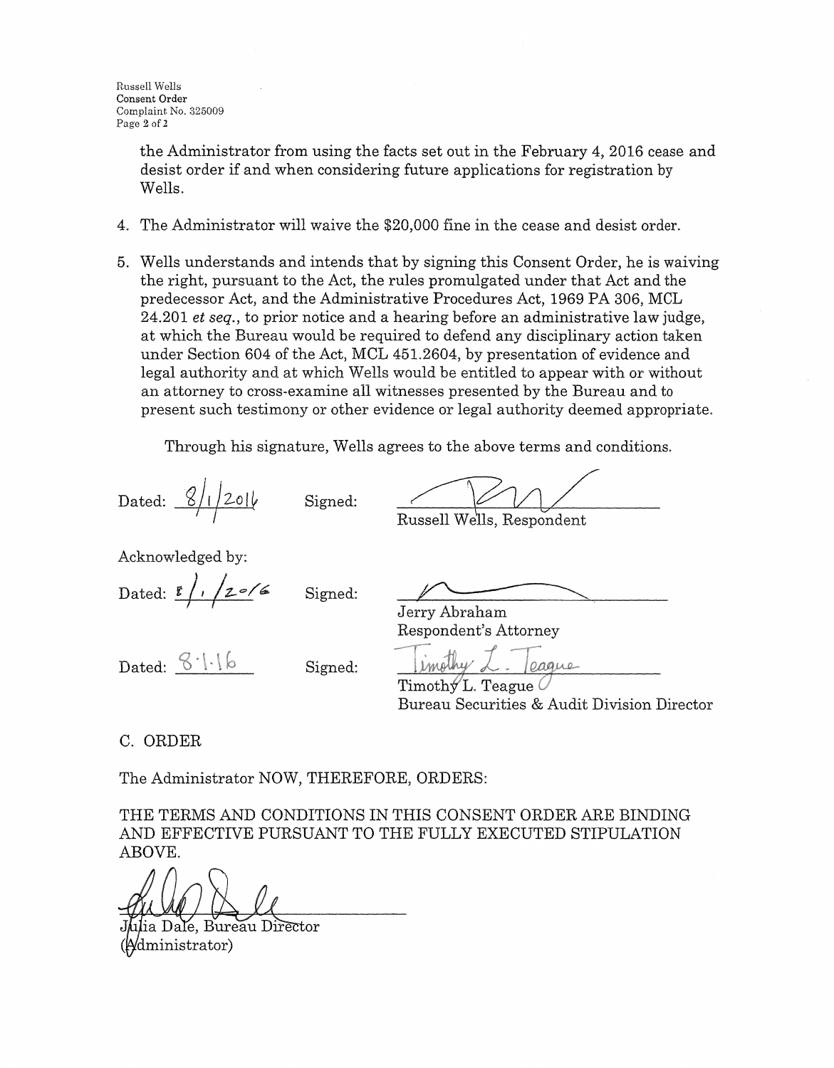the Administrator from using the facts set out in the February 4, 2016 cease and desist order if and when considering future applications for registration by Wells.

4. The Administrator will waive the $20,000 fine in the cease and desist order.

5. Wells understands and intends that by signing this Consent Order, he is waiving the right, pursuant to the Act, the rules promulgated under that Act and the predecessor Act, and the Administrative Procedures Act, 1969 PA 306, MCL 24.201 *et seq.*, to prior notice and a hearing before an administrative law judge, at which the Bureau would be required to defend any disciplinary action taken under Section 604 of the Act, MCL 451.2604, by presentation of evidence and legal authority and at which Wells would be entitled to appear with or without an attorney to cross-examine all witnesses presented by the Bureau and to present such testimony or other evidence or legal authority deemed appropriate.

Through his signature, Wells agrees to the above terms and conditions.

Dated: 8/1/2016 Signed: ______________________
Russell Wells, Respondent

Acknowledged by:

Dated: 8/1/2016 Signed: ______________________
Jerry Abraham
Respondent's Attorney

Dated: 8.1.16 Signed: Timothy L. Teague
Timothy L. Teague
Bureau Securities & Audit Division Director

C. ORDER

The Administrator NOW, THEREFORE, ORDERS:

THE TERMS AND CONDITIONS IN THIS CONSENT ORDER ARE BINDING AND EFFECTIVE PURSUANT TO THE FULLY EXECUTED STIPULATION ABOVE.

______________________
Julia Dale, Bureau Director
(Administrator)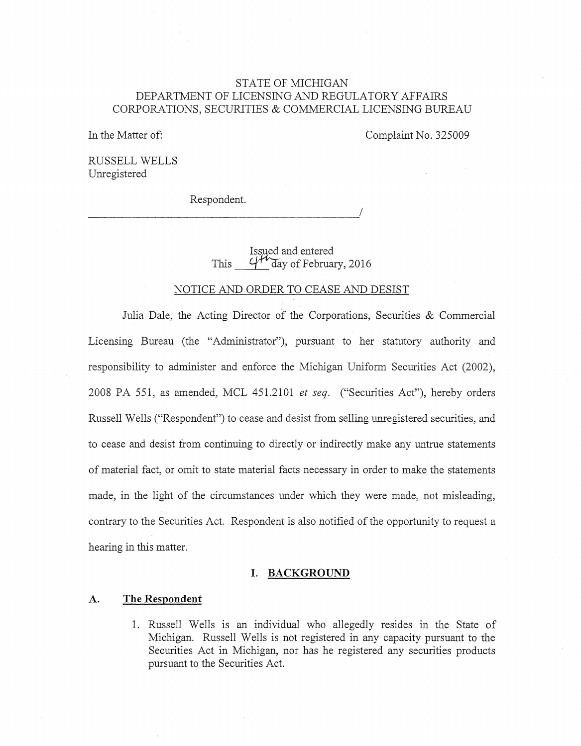STATE OF MICHIGAN
DEPARTMENT OF LICENSING AND REGULATORY AFFAIRS
CORPORATIONS, SECURITIES & COMMERCIAL LICENSING BUREAU

In the Matter of:

Complaint No. 325009

RUSSELL WELLS
Unregistered

Respondent.
______________________________________/

Issued and entered
This 4th day of February, 2016

NOTICE AND ORDER TO CEASE AND DESIST

Julia Dale, the Acting Director of the Corporations, Securities & Commercial Licensing Bureau (the "Administrator"), pursuant to her statutory authority and responsibility to administer and enforce the Michigan Uniform Securities Act (2002), 2008 PA 551, as amended, MCL 451.2101 *et seq*. ("Securities Act"), hereby orders Russell Wells ("Respondent") to cease and desist from selling unregistered securities, and to cease and desist from continuing to directly or indirectly make any untrue statements of material fact, or omit to state material facts necessary in order to make the statements made, in the light of the circumstances under which they were made, not misleading, contrary to the Securities Act. Respondent is also notified of the opportunity to request a hearing in this matter.

## I. BACKGROUND

### A. The Respondent

1. Russell Wells is an individual who allegedly resides in the State of Michigan. Russell Wells is not registered in any capacity pursuant to the Securities Act in Michigan, nor has he registered any securities products pursuant to the Securities Act.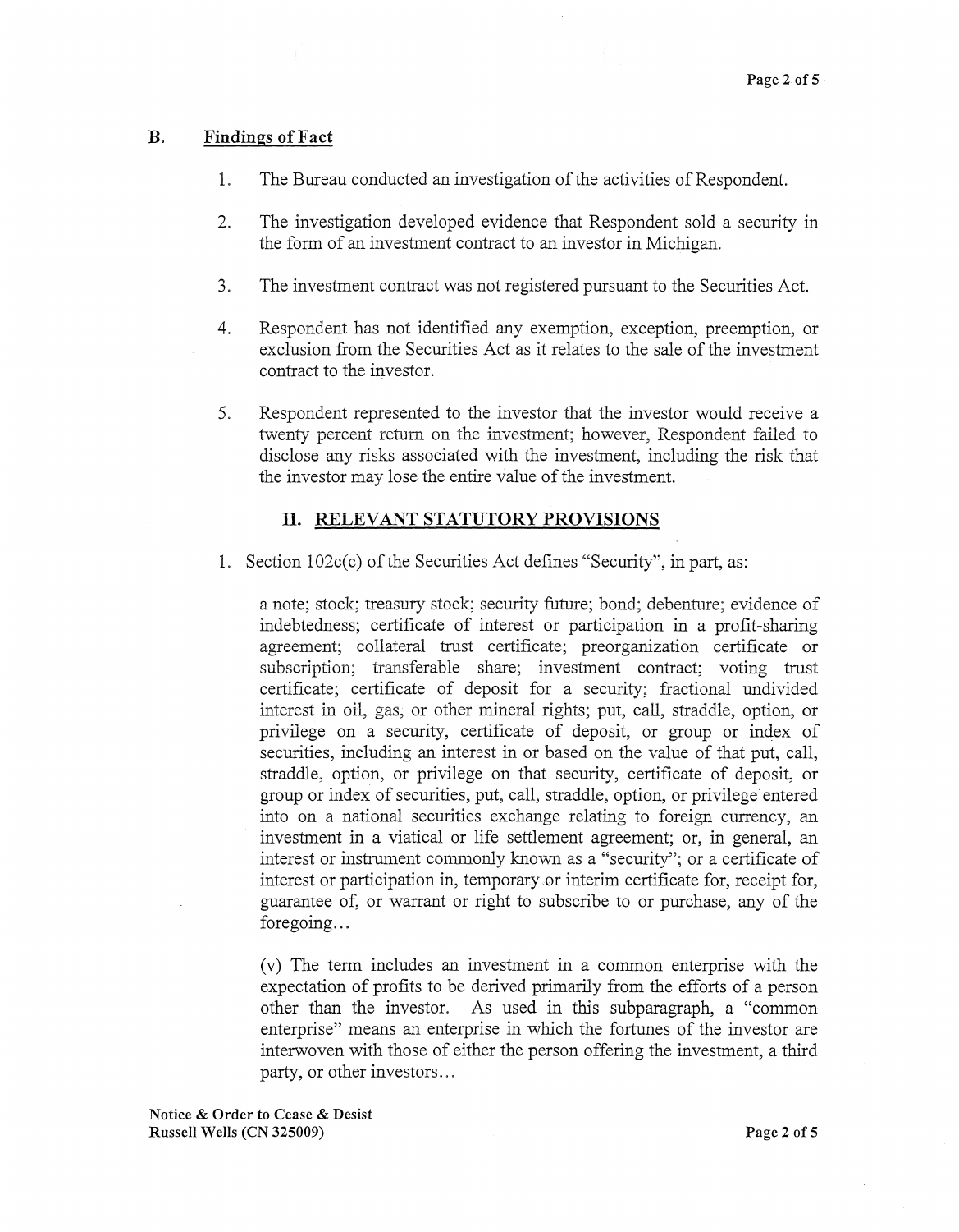### B. Findings of Fact

1. The Bureau conducted an investigation of the activities of Respondent.

2. The investigation developed evidence that Respondent sold a security in the form of an investment contract to an investor in Michigan.

3. The investment contract was not registered pursuant to the Securities Act.

4. Respondent has not identified any exemption, exception, preemption, or exclusion from the Securities Act as it relates to the sale of the investment contract to the investor.

5. Respondent represented to the investor that the investor would receive a twenty percent return on the investment; however, Respondent failed to disclose any risks associated with the investment, including the risk that the investor may lose the entire value of the investment.

## II. RELEVANT STATUTORY PROVISIONS

1. Section 102c(c) of the Securities Act defines "Security", in part, as:

   a note; stock; treasury stock; security future; bond; debenture; evidence of indebtedness; certificate of interest or participation in a profit-sharing agreement; collateral trust certificate; preorganization certificate or subscription; transferable share; investment contract; voting trust certificate; certificate of deposit for a security; fractional undivided interest in oil, gas, or other mineral rights; put, call, straddle, option, or privilege on a security, certificate of deposit, or group or index of securities, including an interest in or based on the value of that put, call, straddle, option, or privilege on that security, certificate of deposit, or group or index of securities, put, call, straddle, option, or privilege entered into on a national securities exchange relating to foreign currency, an investment in a viatical or life settlement agreement; or, in general, an interest or instrument commonly known as a "security"; or a certificate of interest or participation in, temporary or interim certificate for, receipt for, guarantee of, or warrant or right to subscribe to or purchase, any of the foregoing...

   (v) The term includes an investment in a common enterprise with the expectation of profits to be derived primarily from the efforts of a person other than the investor. As used in this subparagraph, a "common enterprise" means an enterprise in which the fortunes of the investor are interwoven with those of either the person offering the investment, a third party, or other investors...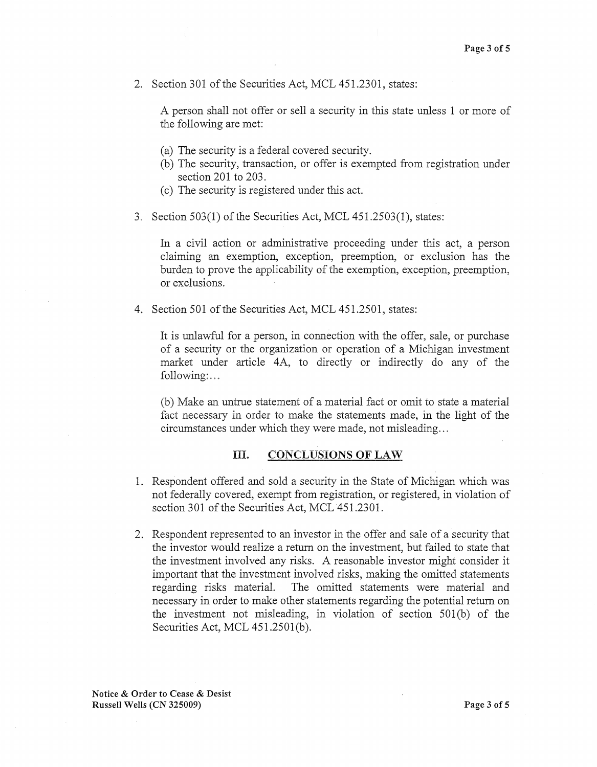2. Section 301 of the Securities Act, MCL 451.2301, states:

   A person shall not offer or sell a security in this state unless 1 or more of the following are met:

   (a) The security is a federal covered security.
   (b) The security, transaction, or offer is exempted from registration under section 201 to 203.
   (c) The security is registered under this act.

3. Section 503(1) of the Securities Act, MCL 451.2503(1), states:

   In a civil action or administrative proceeding under this act, a person claiming an exemption, exception, preemption, or exclusion has the burden to prove the applicability of the exemption, exception, preemption, or exclusions.

4. Section 501 of the Securities Act, MCL 451.2501, states:

   It is unlawful for a person, in connection with the offer, sale, or purchase of a security or the organization or operation of a Michigan investment market under article 4A, to directly or indirectly do any of the following:...

   (b) Make an untrue statement of a material fact or omit to state a material fact necessary in order to make the statements made, in the light of the circumstances under which they were made, not misleading...

## III. CONCLUSIONS OF LAW

1. Respondent offered and sold a security in the State of Michigan which was not federally covered, exempt from registration, or registered, in violation of section 301 of the Securities Act, MCL 451.2301.

2. Respondent represented to an investor in the offer and sale of a security that the investor would realize a return on the investment, but failed to state that the investment involved any risks. A reasonable investor might consider it important that the investment involved risks, making the omitted statements regarding risks material. The omitted statements were material and necessary in order to make other statements regarding the potential return on the investment not misleading, in violation of section 501(b) of the Securities Act, MCL 451.2501(b).

**Notice & Order to Cease & Desist**
**Russell Wells (CN 325009)**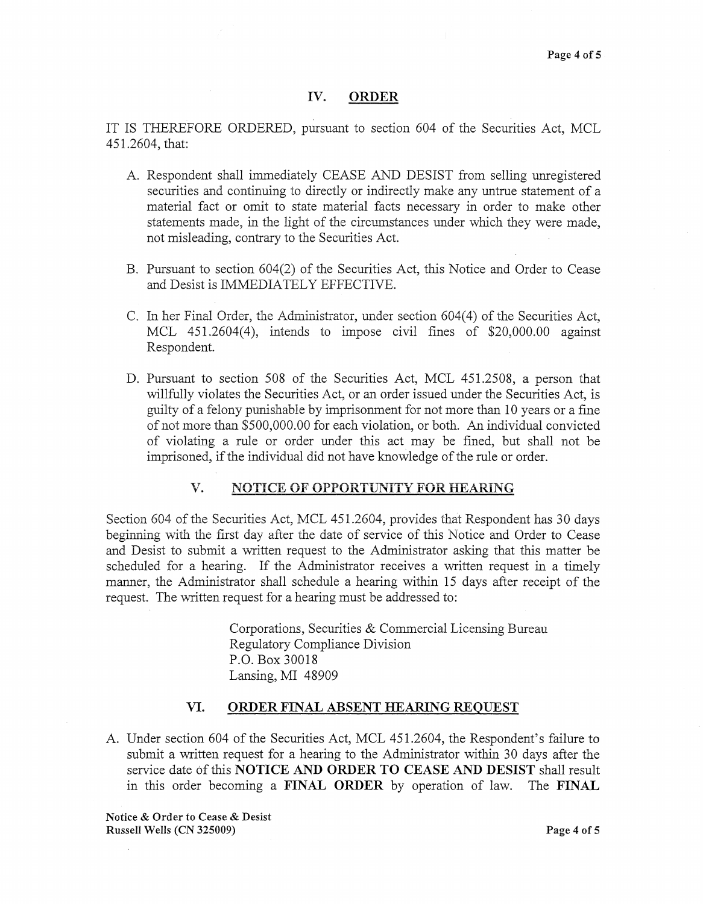## IV. ORDER

IT IS THEREFORE ORDERED, pursuant to section 604 of the Securities Act, MCL 451.2604, that:

A. Respondent shall immediately CEASE AND DESIST from selling unregistered securities and continuing to directly or indirectly make any untrue statement of a material fact or omit to state material facts necessary in order to make other statements made, in the light of the circumstances under which they were made, not misleading, contrary to the Securities Act.

B. Pursuant to section 604(2) of the Securities Act, this Notice and Order to Cease and Desist is IMMEDIATELY EFFECTIVE.

C. In her Final Order, the Administrator, under section 604(4) of the Securities Act, MCL 451.2604(4), intends to impose civil fines of $20,000.00 against Respondent.

D. Pursuant to section 508 of the Securities Act, MCL 451.2508, a person that willfully violates the Securities Act, or an order issued under the Securities Act, is guilty of a felony punishable by imprisonment for not more than 10 years or a fine of not more than $500,000.00 for each violation, or both. An individual convicted of violating a rule or order under this act may be fined, but shall not be imprisoned, if the individual did not have knowledge of the rule or order.

## V. NOTICE OF OPPORTUNITY FOR HEARING

Section 604 of the Securities Act, MCL 451.2604, provides that Respondent has 30 days beginning with the first day after the date of service of this Notice and Order to Cease and Desist to submit a written request to the Administrator asking that this matter be scheduled for a hearing. If the Administrator receives a written request in a timely manner, the Administrator shall schedule a hearing within 15 days after receipt of the request. The written request for a hearing must be addressed to:

Corporations, Securities & Commercial Licensing Bureau
Regulatory Compliance Division
P.O. Box 30018
Lansing, MI 48909

## VI. ORDER FINAL ABSENT HEARING REQUEST

A. Under section 604 of the Securities Act, MCL 451.2604, the Respondent's failure to submit a written request for a hearing to the Administrator within 30 days after the service date of this **NOTICE AND ORDER TO CEASE AND DESIST** shall result in this order becoming a **FINAL ORDER** by operation of law. The **FINAL**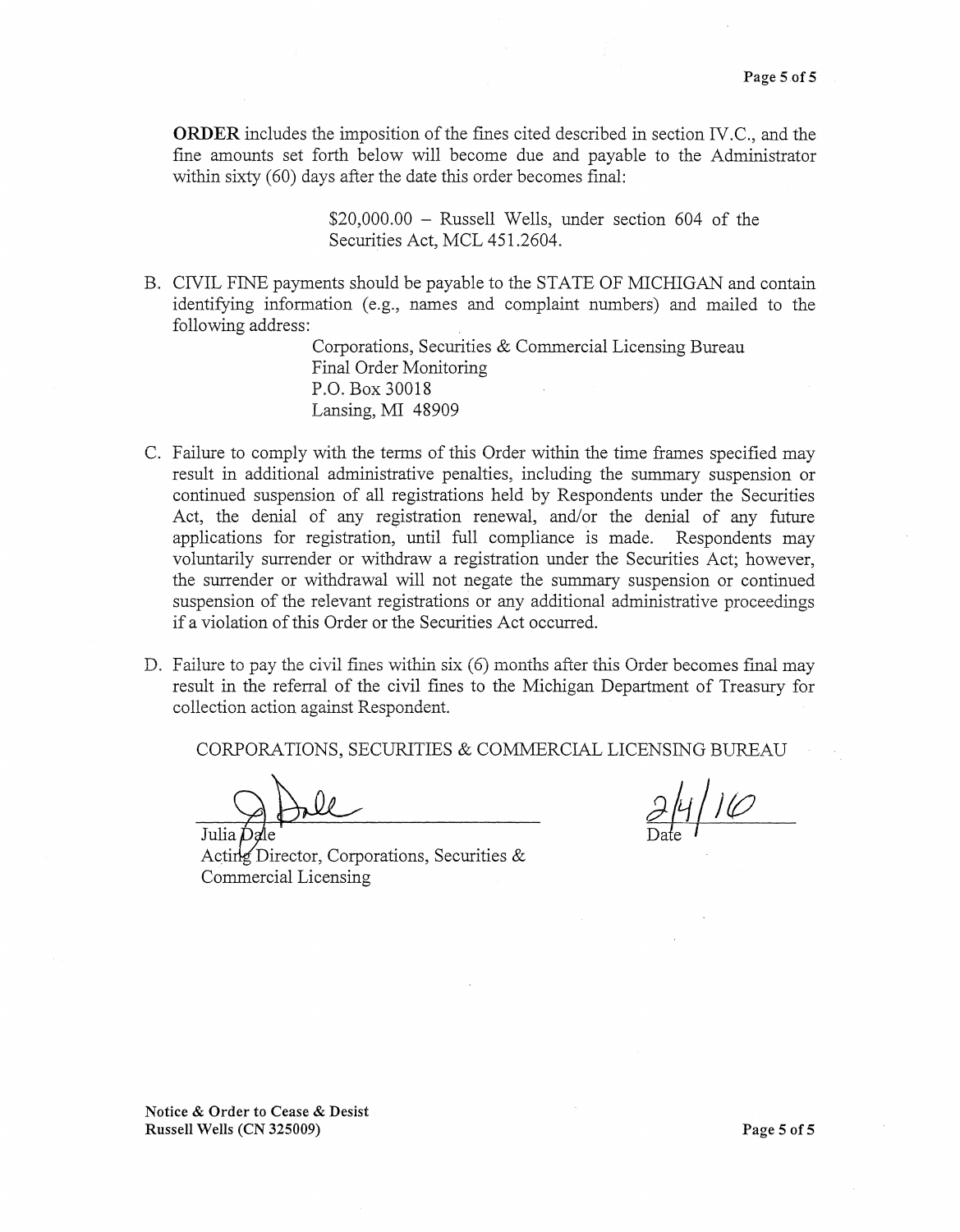**ORDER** includes the imposition of the fines cited described in section IV.C., and the fine amounts set forth below will become due and payable to the Administrator within sixty (60) days after the date this order becomes final:

> $20,000.00 – Russell Wells, under section 604 of the Securities Act, MCL 451.2604.

B. CIVIL FINE payments should be payable to the STATE OF MICHIGAN and contain identifying information (e.g., names and complaint numbers) and mailed to the following address:

> Corporations, Securities & Commercial Licensing Bureau
> Final Order Monitoring
> P.O. Box 30018
> Lansing, MI 48909

C. Failure to comply with the terms of this Order within the time frames specified may result in additional administrative penalties, including the summary suspension or continued suspension of all registrations held by Respondents under the Securities Act, the denial of any registration renewal, and/or the denial of any future applications for registration, until full compliance is made. Respondents may voluntarily surrender or withdraw a registration under the Securities Act; however, the surrender or withdrawal will not negate the summary suspension or continued suspension of the relevant registrations or any additional administrative proceedings if a violation of this Order or the Securities Act occurred.

D. Failure to pay the civil fines within six (6) months after this Order becomes final may result in the referral of the civil fines to the Michigan Department of Treasury for collection action against Respondent.

CORPORATIONS, SECURITIES & COMMERCIAL LICENSING BUREAU

Julia Dale
Acting Director, Corporations, Securities & Commercial Licensing

2/4/10
Date

Notice & Order to Cease & Desist
Russell Wells (CN 325009)